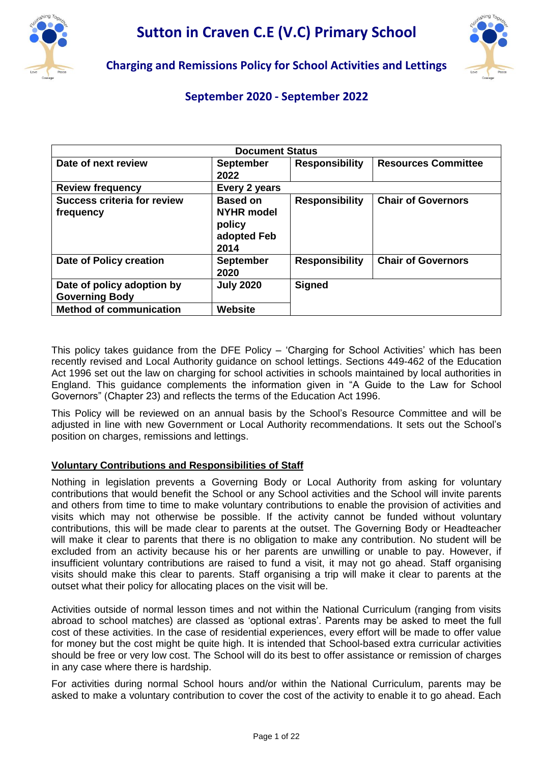# Sutton in Craven C.E (V.C) Primary School

## Charging and Remissions Policy for School Activities and Lettings

### September 2020 - September 2022

| Document Status | | | |
|---|---|---|---|
| **Date of next review** | **September 2022** | **Responsibility** | **Resources Committee** |
| **Review frequency** | **Every 2 years** | | |
| **Success criteria for review frequency** | **Based on NYHR model policy adopted Feb 2014** | **Responsibility** | **Chair of Governors** |
| **Date of Policy creation** | **September 2020** | **Responsibility** | **Chair of Governors** |
| **Date of policy adoption by Governing Body** | **July 2020** | **Signed** | |
| **Method of communication** | **Website** | | |

This policy takes guidance from the DFE Policy – 'Charging for School Activities' which has been recently revised and Local Authority guidance on school lettings. Sections 449-462 of the Education Act 1996 set out the law on charging for school activities in schools maintained by local authorities in England. This guidance complements the information given in "A Guide to the Law for School Governors" (Chapter 23) and reflects the terms of the Education Act 1996.

This Policy will be reviewed on an annual basis by the School's Resource Committee and will be adjusted in line with new Government or Local Authority recommendations. It sets out the School's position on charges, remissions and lettings.

**Voluntary Contributions and Responsibilities of Staff**

Nothing in legislation prevents a Governing Body or Local Authority from asking for voluntary contributions that would benefit the School or any School activities and the School will invite parents and others from time to time to make voluntary contributions to enable the provision of activities and visits which may not otherwise be possible. If the activity cannot be funded without voluntary contributions, this will be made clear to parents at the outset. The Governing Body or Headteacher will make it clear to parents that there is no obligation to make any contribution. No student will be excluded from an activity because his or her parents are unwilling or unable to pay. However, if insufficient voluntary contributions are raised to fund a visit, it may not go ahead. Staff organising visits should make this clear to parents. Staff organising a trip will make it clear to parents at the outset what their policy for allocating places on the visit will be.

Activities outside of normal lesson times and not within the National Curriculum (ranging from visits abroad to school matches) are classed as 'optional extras'. Parents may be asked to meet the full cost of these activities. In the case of residential experiences, every effort will be made to offer value for money but the cost might be quite high. It is intended that School-based extra curricular activities should be free or very low cost. The School will do its best to offer assistance or remission of charges in any case where there is hardship.

For activities during normal School hours and/or within the National Curriculum, parents may be asked to make a voluntary contribution to cover the cost of the activity to enable it to go ahead. Each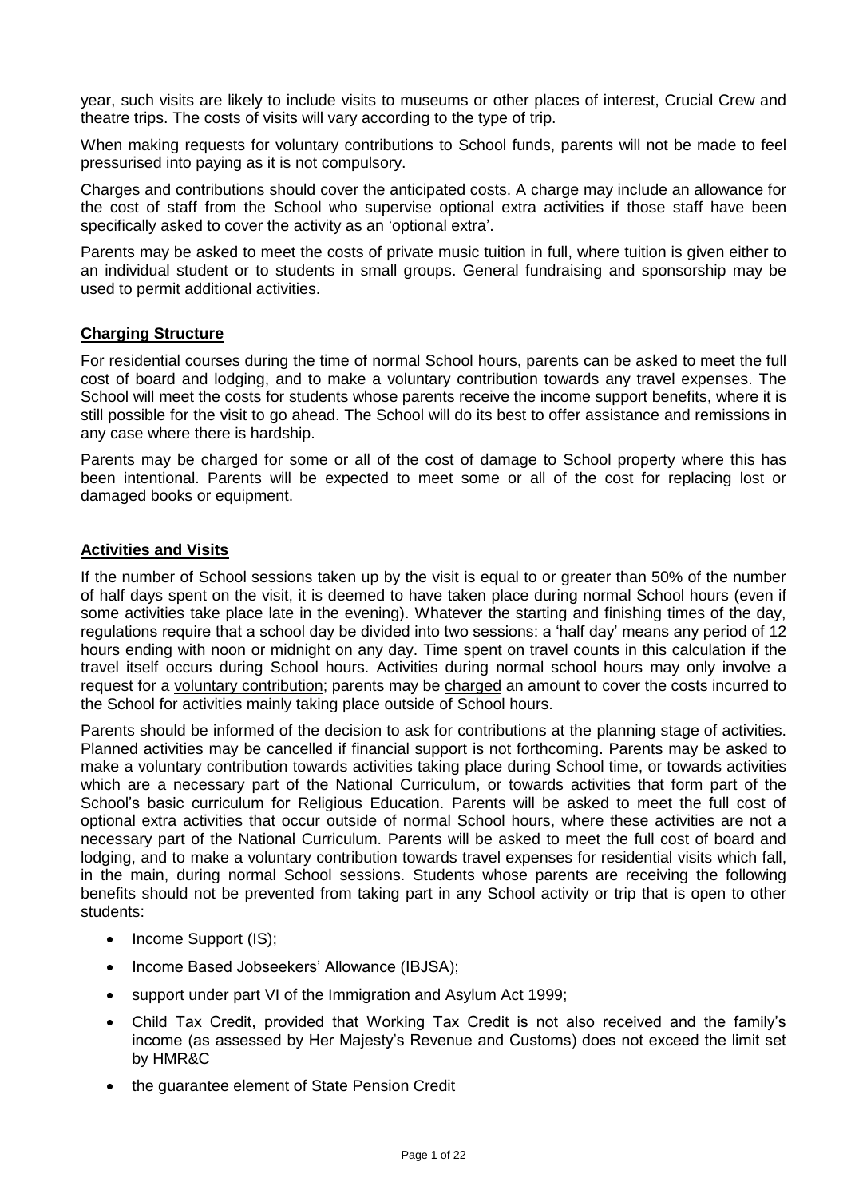year, such visits are likely to include visits to museums or other places of interest, Crucial Crew and theatre trips. The costs of visits will vary according to the type of trip.

When making requests for voluntary contributions to School funds, parents will not be made to feel pressurised into paying as it is not compulsory.

Charges and contributions should cover the anticipated costs. A charge may include an allowance for the cost of staff from the School who supervise optional extra activities if those staff have been specifically asked to cover the activity as an 'optional extra'.

Parents may be asked to meet the costs of private music tuition in full, where tuition is given either to an individual student or to students in small groups. General fundraising and sponsorship may be used to permit additional activities.

## Charging Structure

For residential courses during the time of normal School hours, parents can be asked to meet the full cost of board and lodging, and to make a voluntary contribution towards any travel expenses. The School will meet the costs for students whose parents receive the income support benefits, where it is still possible for the visit to go ahead. The School will do its best to offer assistance and remissions in any case where there is hardship.

Parents may be charged for some or all of the cost of damage to School property where this has been intentional. Parents will be expected to meet some or all of the cost for replacing lost or damaged books or equipment.

## Activities and Visits

If the number of School sessions taken up by the visit is equal to or greater than 50% of the number of half days spent on the visit, it is deemed to have taken place during normal School hours (even if some activities take place late in the evening). Whatever the starting and finishing times of the day, regulations require that a school day be divided into two sessions: a 'half day' means any period of 12 hours ending with noon or midnight on any day. Time spent on travel counts in this calculation if the travel itself occurs during School hours. Activities during normal school hours may only involve a request for a voluntary contribution; parents may be charged an amount to cover the costs incurred to the School for activities mainly taking place outside of School hours.

Parents should be informed of the decision to ask for contributions at the planning stage of activities. Planned activities may be cancelled if financial support is not forthcoming. Parents may be asked to make a voluntary contribution towards activities taking place during School time, or towards activities which are a necessary part of the National Curriculum, or towards activities that form part of the School's basic curriculum for Religious Education. Parents will be asked to meet the full cost of optional extra activities that occur outside of normal School hours, where these activities are not a necessary part of the National Curriculum. Parents will be asked to meet the full cost of board and lodging, and to make a voluntary contribution towards travel expenses for residential visits which fall, in the main, during normal School sessions. Students whose parents are receiving the following benefits should not be prevented from taking part in any School activity or trip that is open to other students:

- Income Support (IS);
- Income Based Jobseekers' Allowance (IBJSA);
- support under part VI of the Immigration and Asylum Act 1999;
- Child Tax Credit, provided that Working Tax Credit is not also received and the family's income (as assessed by Her Majesty's Revenue and Customs) does not exceed the limit set by HMR&C
- the guarantee element of State Pension Credit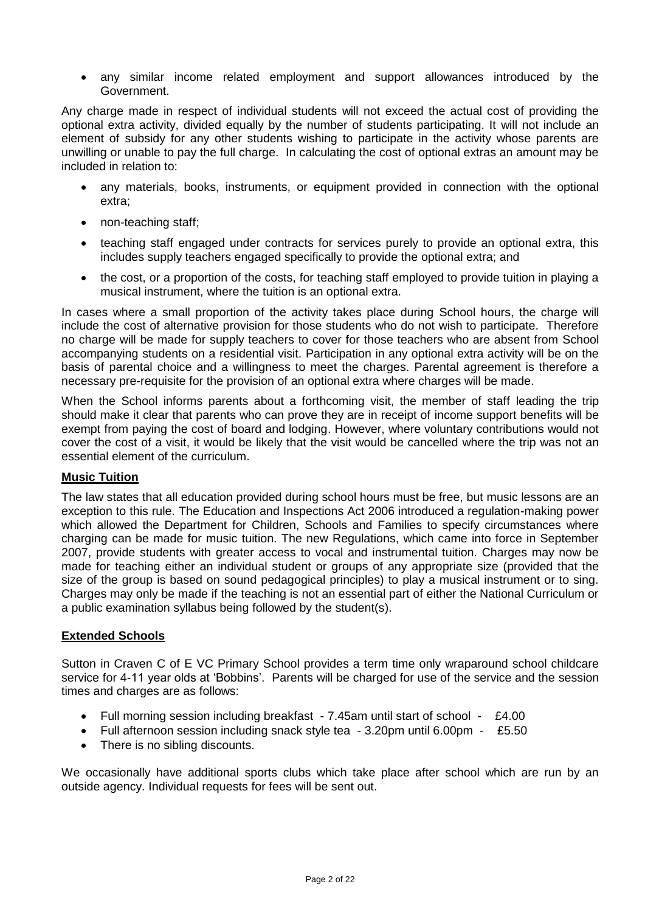- any similar income related employment and support allowances introduced by the Government.

Any charge made in respect of individual students will not exceed the actual cost of providing the optional extra activity, divided equally by the number of students participating. It will not include an element of subsidy for any other students wishing to participate in the activity whose parents are unwilling or unable to pay the full charge. In calculating the cost of optional extras an amount may be included in relation to:

- any materials, books, instruments, or equipment provided in connection with the optional extra;
- non-teaching staff;
- teaching staff engaged under contracts for services purely to provide an optional extra, this includes supply teachers engaged specifically to provide the optional extra; and
- the cost, or a proportion of the costs, for teaching staff employed to provide tuition in playing a musical instrument, where the tuition is an optional extra.

In cases where a small proportion of the activity takes place during School hours, the charge will include the cost of alternative provision for those students who do not wish to participate. Therefore no charge will be made for supply teachers to cover for those teachers who are absent from School accompanying students on a residential visit. Participation in any optional extra activity will be on the basis of parental choice and a willingness to meet the charges. Parental agreement is therefore a necessary pre-requisite for the provision of an optional extra where charges will be made.

When the School informs parents about a forthcoming visit, the member of staff leading the trip should make it clear that parents who can prove they are in receipt of income support benefits will be exempt from paying the cost of board and lodging. However, where voluntary contributions would not cover the cost of a visit, it would be likely that the visit would be cancelled where the trip was not an essential element of the curriculum.

**Music Tuition**

The law states that all education provided during school hours must be free, but music lessons are an exception to this rule. The Education and Inspections Act 2006 introduced a regulation-making power which allowed the Department for Children, Schools and Families to specify circumstances where charging can be made for music tuition. The new Regulations, which came into force in September 2007, provide students with greater access to vocal and instrumental tuition. Charges may now be made for teaching either an individual student or groups of any appropriate size (provided that the size of the group is based on sound pedagogical principles) to play a musical instrument or to sing. Charges may only be made if the teaching is not an essential part of either the National Curriculum or a public examination syllabus being followed by the student(s).

**Extended Schools**

Sutton in Craven C of E VC Primary School provides a term time only wraparound school childcare service for 4-11 year olds at 'Bobbins'. Parents will be charged for use of the service and the session times and charges are as follows:

- Full morning session including breakfast - 7.45am until start of school - £4.00
- Full afternoon session including snack style tea - 3.20pm until 6.00pm - £5.50
- There is no sibling discounts.

We occasionally have additional sports clubs which take place after school which are run by an outside agency. Individual requests for fees will be sent out.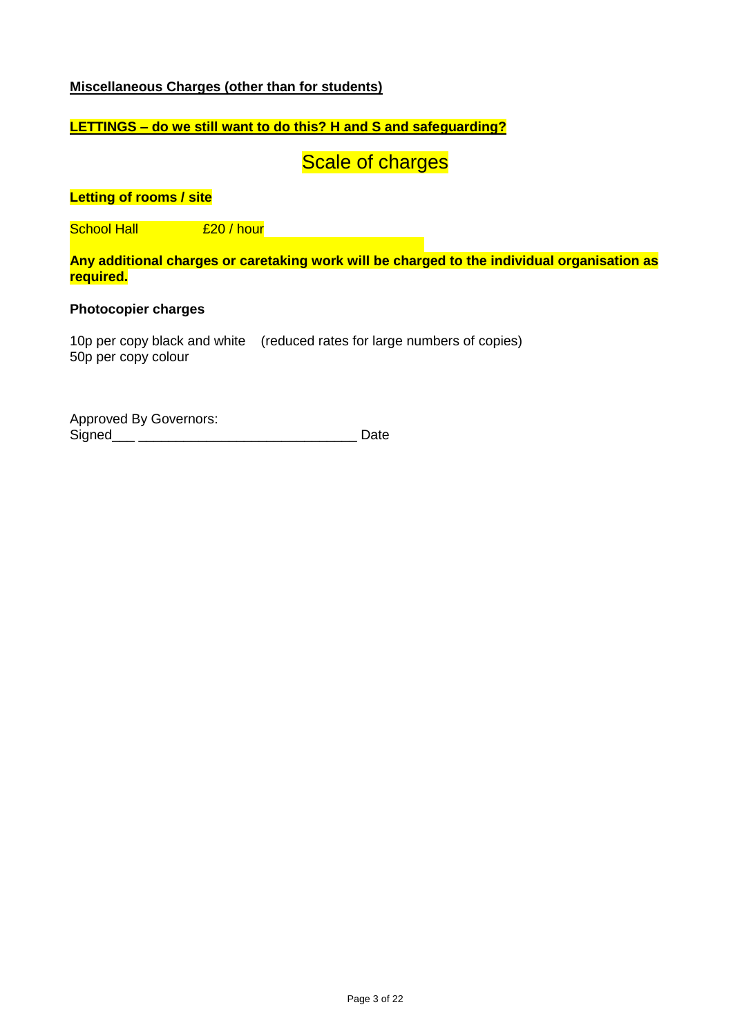**<u>Miscellaneous Charges (other than for students)</u>**

**<u>LETTINGS – do we still want to do this? H and S and safeguarding?</u>**

## Scale of charges

**Letting of rooms / site**

School Hall £20 / hour

**Any additional charges or caretaking work will be charged to the individual organisation as required.**

**Photocopier charges**

10p per copy black and white (reduced rates for large numbers of copies)
50p per copy colour

Approved By Governors:
Signed___ ______________________________ Date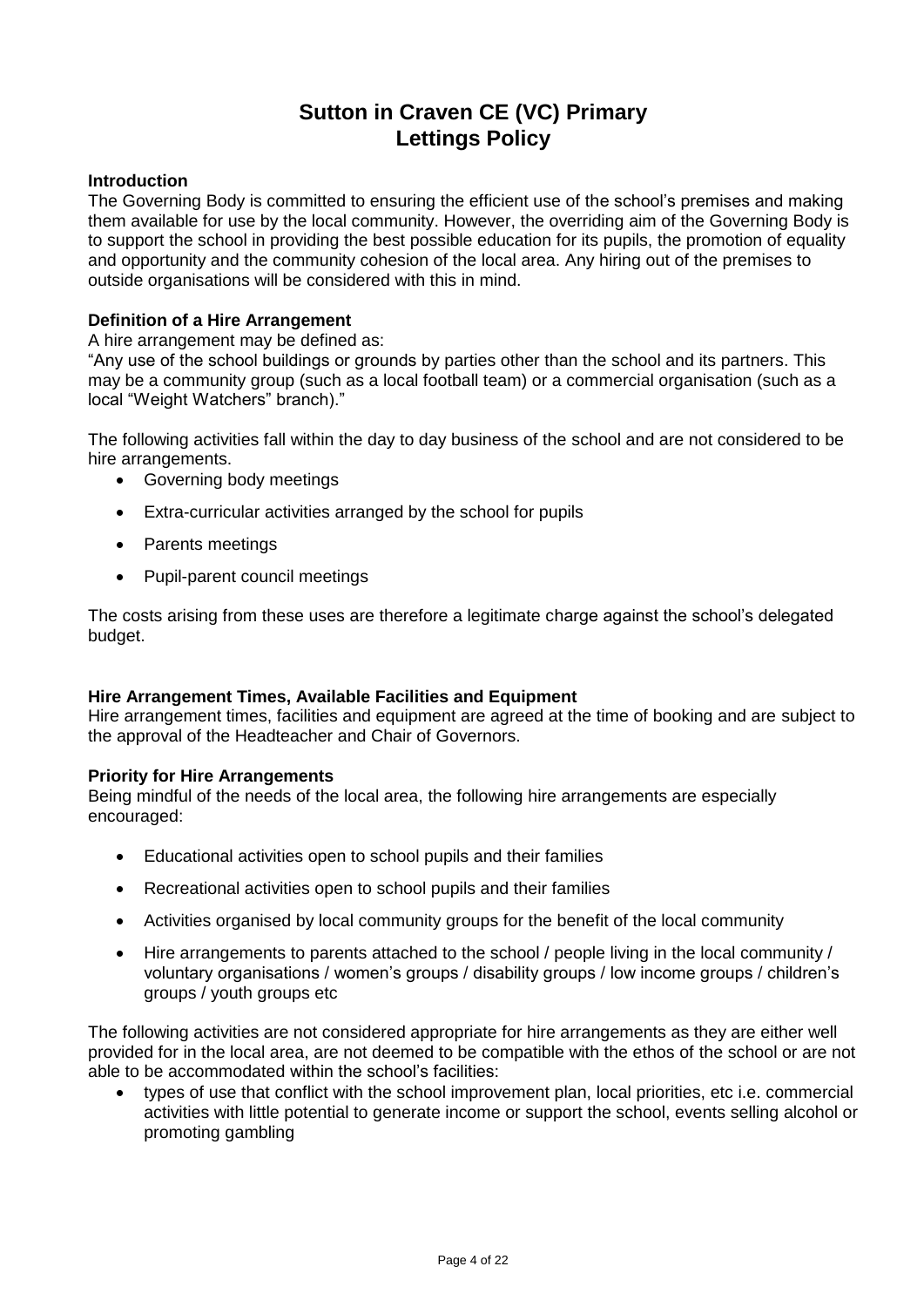# Sutton in Craven CE (VC) Primary
# Lettings Policy

### Introduction

The Governing Body is committed to ensuring the efficient use of the school's premises and making them available for use by the local community. However, the overriding aim of the Governing Body is to support the school in providing the best possible education for its pupils, the promotion of equality and opportunity and the community cohesion of the local area. Any hiring out of the premises to outside organisations will be considered with this in mind.

### Definition of a Hire Arrangement

A hire arrangement may be defined as:

"Any use of the school buildings or grounds by parties other than the school and its partners. This may be a community group (such as a local football team) or a commercial organisation (such as a local "Weight Watchers" branch)."

The following activities fall within the day to day business of the school and are not considered to be hire arrangements.

- Governing body meetings
- Extra-curricular activities arranged by the school for pupils
- Parents meetings
- Pupil-parent council meetings

The costs arising from these uses are therefore a legitimate charge against the school's delegated budget.

### Hire Arrangement Times, Available Facilities and Equipment

Hire arrangement times, facilities and equipment are agreed at the time of booking and are subject to the approval of the Headteacher and Chair of Governors.

### Priority for Hire Arrangements

Being mindful of the needs of the local area, the following hire arrangements are especially encouraged:

- Educational activities open to school pupils and their families
- Recreational activities open to school pupils and their families
- Activities organised by local community groups for the benefit of the local community
- Hire arrangements to parents attached to the school / people living in the local community / voluntary organisations / women's groups / disability groups / low income groups / children's groups / youth groups etc

The following activities are not considered appropriate for hire arrangements as they are either well provided for in the local area, are not deemed to be compatible with the ethos of the school or are not able to be accommodated within the school's facilities:

- types of use that conflict with the school improvement plan, local priorities, etc i.e. commercial activities with little potential to generate income or support the school, events selling alcohol or promoting gambling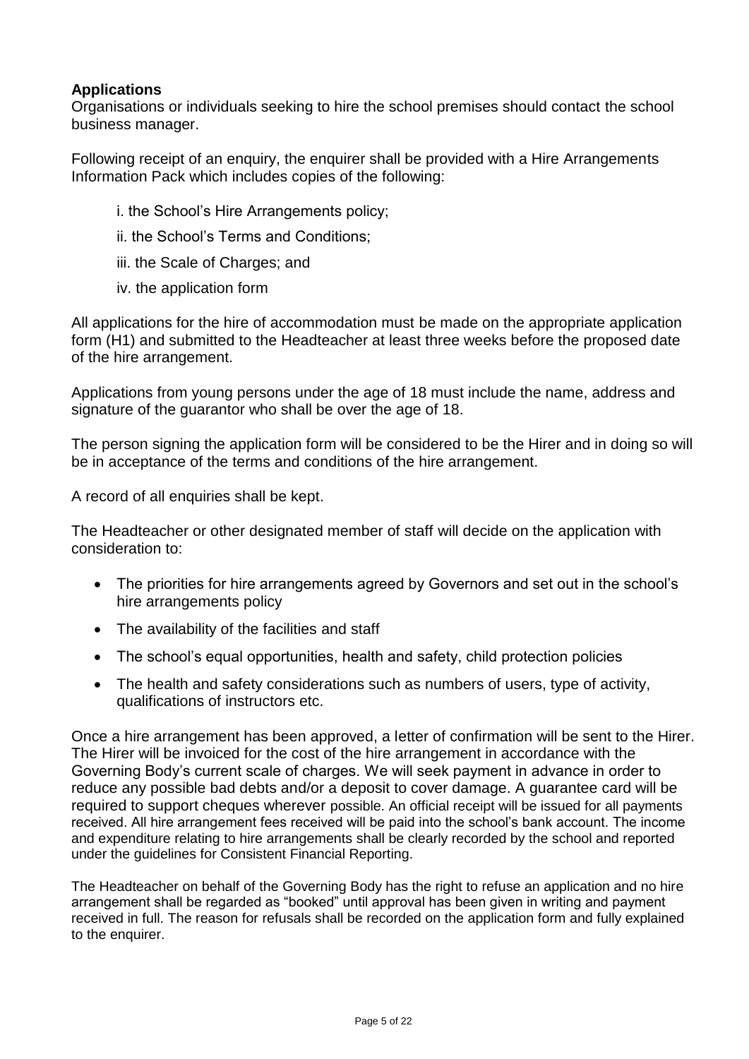**Applications**

Organisations or individuals seeking to hire the school premises should contact the school business manager.

Following receipt of an enquiry, the enquirer shall be provided with a Hire Arrangements Information Pack which includes copies of the following:

i. the School's Hire Arrangements policy;

ii. the School's Terms and Conditions;

iii. the Scale of Charges; and

iv. the application form

All applications for the hire of accommodation must be made on the appropriate application form (H1) and submitted to the Headteacher at least three weeks before the proposed date of the hire arrangement.

Applications from young persons under the age of 18 must include the name, address and signature of the guarantor who shall be over the age of 18.

The person signing the application form will be considered to be the Hirer and in doing so will be in acceptance of the terms and conditions of the hire arrangement.

A record of all enquiries shall be kept.

The Headteacher or other designated member of staff will decide on the application with consideration to:

- The priorities for hire arrangements agreed by Governors and set out in the school's hire arrangements policy
- The availability of the facilities and staff
- The school's equal opportunities, health and safety, child protection policies
- The health and safety considerations such as numbers of users, type of activity, qualifications of instructors etc.

Once a hire arrangement has been approved, a letter of confirmation will be sent to the Hirer. The Hirer will be invoiced for the cost of the hire arrangement in accordance with the Governing Body's current scale of charges. We will seek payment in advance in order to reduce any possible bad debts and/or a deposit to cover damage. A guarantee card will be required to support cheques wherever possible. An official receipt will be issued for all payments received. All hire arrangement fees received will be paid into the school's bank account. The income and expenditure relating to hire arrangements shall be clearly recorded by the school and reported under the guidelines for Consistent Financial Reporting.

The Headteacher on behalf of the Governing Body has the right to refuse an application and no hire arrangement shall be regarded as "booked" until approval has been given in writing and payment received in full. The reason for refusals shall be recorded on the application form and fully explained to the enquirer.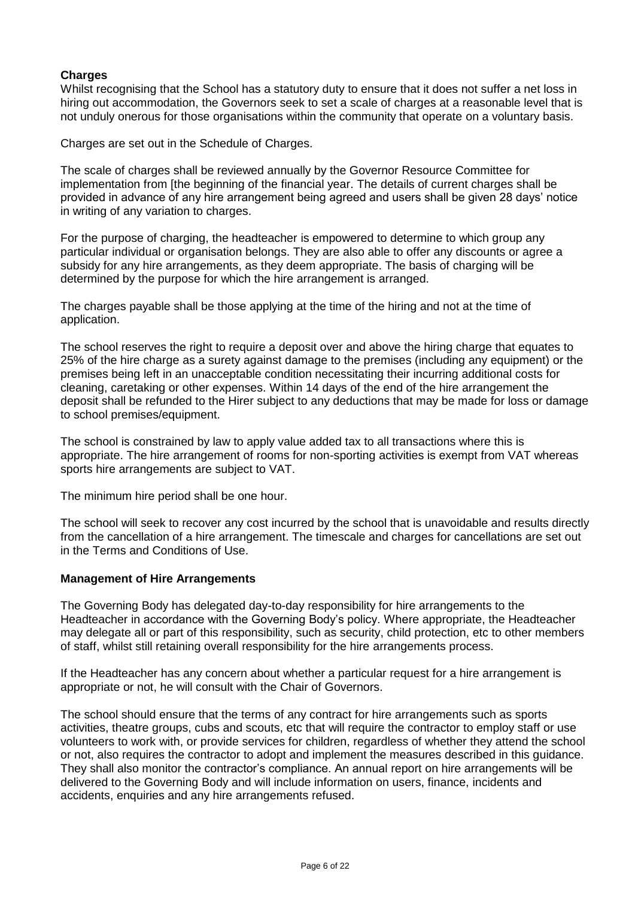**Charges**

Whilst recognising that the School has a statutory duty to ensure that it does not suffer a net loss in hiring out accommodation, the Governors seek to set a scale of charges at a reasonable level that is not unduly onerous for those organisations within the community that operate on a voluntary basis.

Charges are set out in the Schedule of Charges.

The scale of charges shall be reviewed annually by the Governor Resource Committee for implementation from [the beginning of the financial year. The details of current charges shall be provided in advance of any hire arrangement being agreed and users shall be given 28 days' notice in writing of any variation to charges.

For the purpose of charging, the headteacher is empowered to determine to which group any particular individual or organisation belongs. They are also able to offer any discounts or agree a subsidy for any hire arrangements, as they deem appropriate. The basis of charging will be determined by the purpose for which the hire arrangement is arranged.

The charges payable shall be those applying at the time of the hiring and not at the time of application.

The school reserves the right to require a deposit over and above the hiring charge that equates to 25% of the hire charge as a surety against damage to the premises (including any equipment) or the premises being left in an unacceptable condition necessitating their incurring additional costs for cleaning, caretaking or other expenses. Within 14 days of the end of the hire arrangement the deposit shall be refunded to the Hirer subject to any deductions that may be made for loss or damage to school premises/equipment.

The school is constrained by law to apply value added tax to all transactions where this is appropriate. The hire arrangement of rooms for non-sporting activities is exempt from VAT whereas sports hire arrangements are subject to VAT.

The minimum hire period shall be one hour.

The school will seek to recover any cost incurred by the school that is unavoidable and results directly from the cancellation of a hire arrangement. The timescale and charges for cancellations are set out in the Terms and Conditions of Use.

**Management of Hire Arrangements**

The Governing Body has delegated day-to-day responsibility for hire arrangements to the Headteacher in accordance with the Governing Body's policy. Where appropriate, the Headteacher may delegate all or part of this responsibility, such as security, child protection, etc to other members of staff, whilst still retaining overall responsibility for the hire arrangements process.

If the Headteacher has any concern about whether a particular request for a hire arrangement is appropriate or not, he will consult with the Chair of Governors.

The school should ensure that the terms of any contract for hire arrangements such as sports activities, theatre groups, cubs and scouts, etc that will require the contractor to employ staff or use volunteers to work with, or provide services for children, regardless of whether they attend the school or not, also requires the contractor to adopt and implement the measures described in this guidance. They shall also monitor the contractor's compliance. An annual report on hire arrangements will be delivered to the Governing Body and will include information on users, finance, incidents and accidents, enquiries and any hire arrangements refused.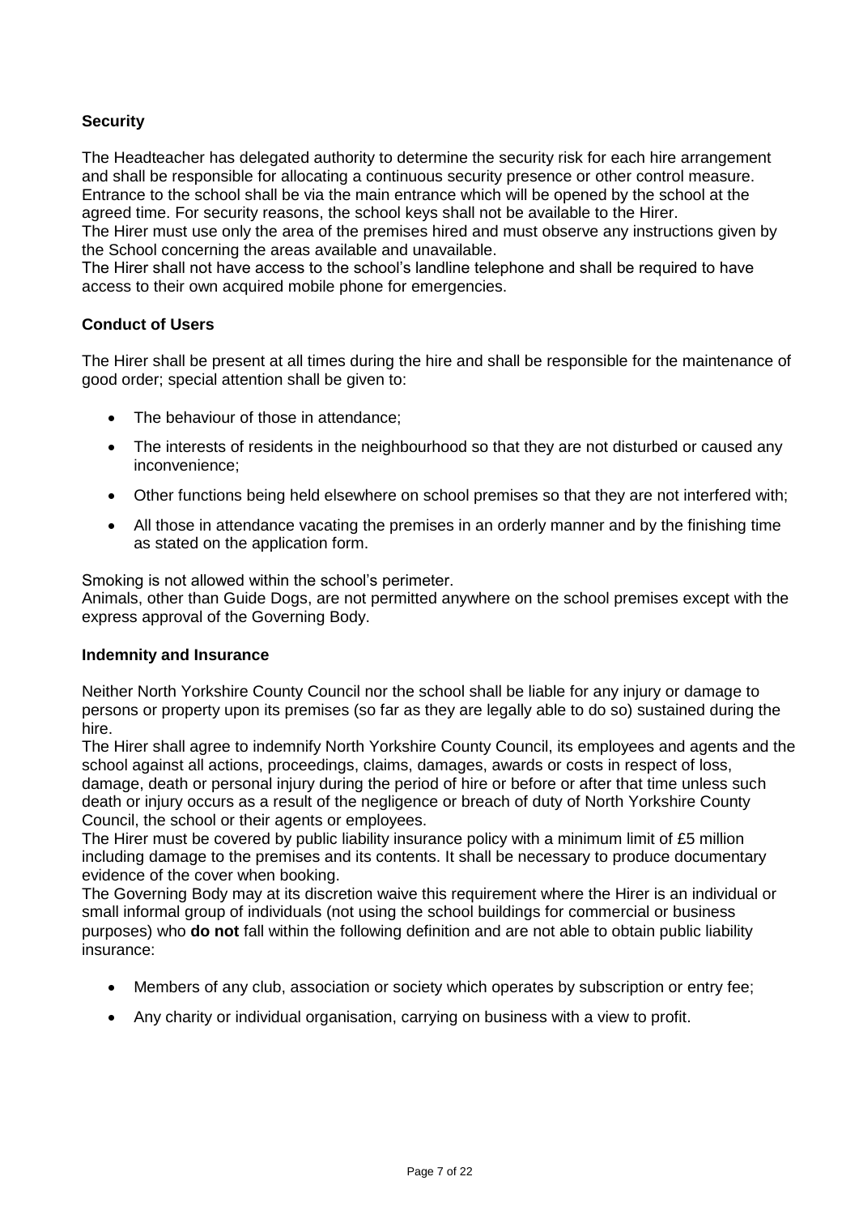**Security**

The Headteacher has delegated authority to determine the security risk for each hire arrangement and shall be responsible for allocating a continuous security presence or other control measure. Entrance to the school shall be via the main entrance which will be opened by the school at the agreed time. For security reasons, the school keys shall not be available to the Hirer.
The Hirer must use only the area of the premises hired and must observe any instructions given by the School concerning the areas available and unavailable.
The Hirer shall not have access to the school's landline telephone and shall be required to have access to their own acquired mobile phone for emergencies.

**Conduct of Users**

The Hirer shall be present at all times during the hire and shall be responsible for the maintenance of good order; special attention shall be given to:

- The behaviour of those in attendance;
- The interests of residents in the neighbourhood so that they are not disturbed or caused any inconvenience;
- Other functions being held elsewhere on school premises so that they are not interfered with;
- All those in attendance vacating the premises in an orderly manner and by the finishing time as stated on the application form.

Smoking is not allowed within the school's perimeter.
Animals, other than Guide Dogs, are not permitted anywhere on the school premises except with the express approval of the Governing Body.

**Indemnity and Insurance**

Neither North Yorkshire County Council nor the school shall be liable for any injury or damage to persons or property upon its premises (so far as they are legally able to do so) sustained during the hire.
The Hirer shall agree to indemnify North Yorkshire County Council, its employees and agents and the school against all actions, proceedings, claims, damages, awards or costs in respect of loss, damage, death or personal injury during the period of hire or before or after that time unless such death or injury occurs as a result of the negligence or breach of duty of North Yorkshire County Council, the school or their agents or employees.
The Hirer must be covered by public liability insurance policy with a minimum limit of £5 million including damage to the premises and its contents. It shall be necessary to produce documentary evidence of the cover when booking.
The Governing Body may at its discretion waive this requirement where the Hirer is an individual or small informal group of individuals (not using the school buildings for commercial or business purposes) who **do not** fall within the following definition and are not able to obtain public liability insurance:

- Members of any club, association or society which operates by subscription or entry fee;
- Any charity or individual organisation, carrying on business with a view to profit.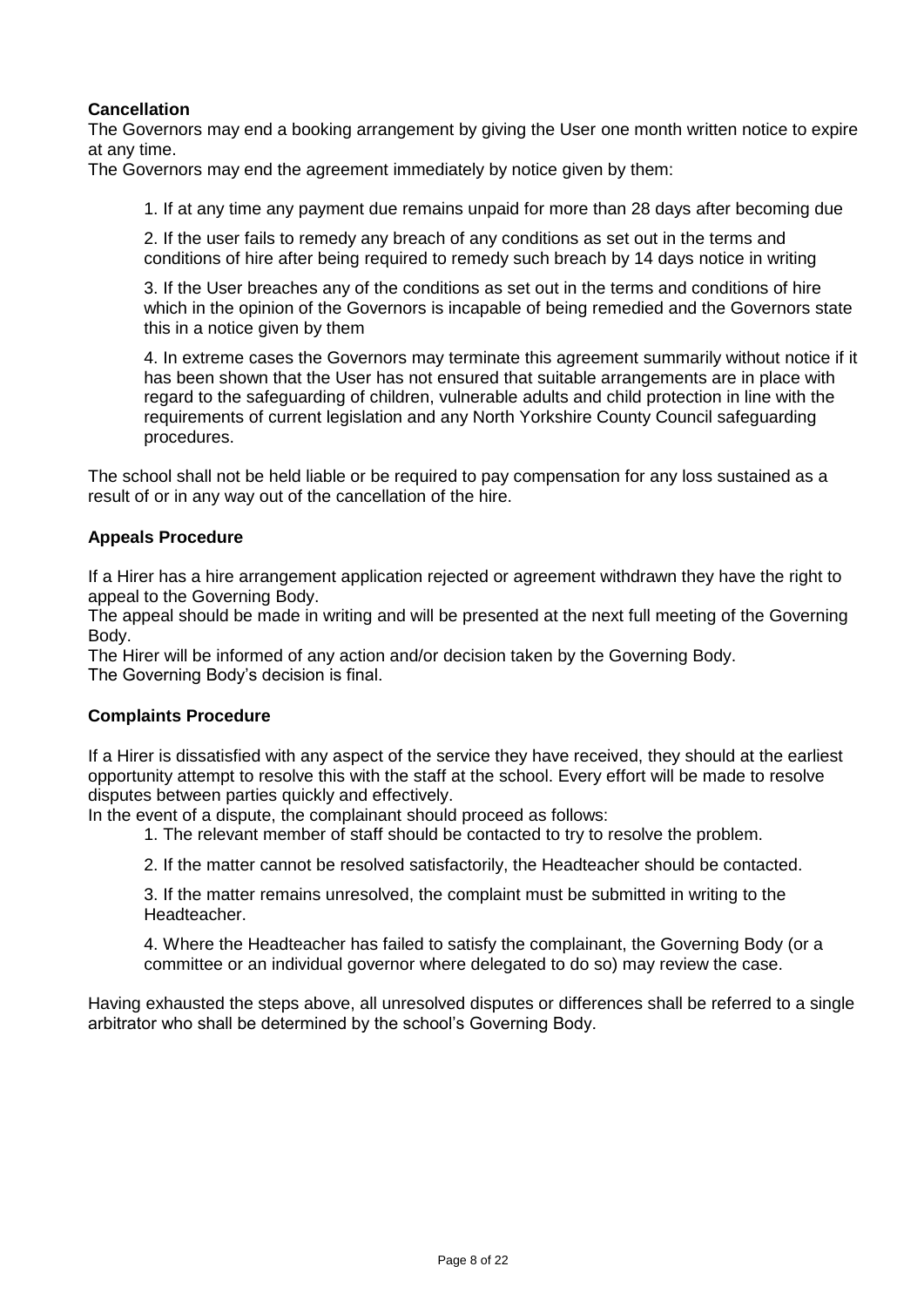**Cancellation**

The Governors may end a booking arrangement by giving the User one month written notice to expire at any time.

The Governors may end the agreement immediately by notice given by them:

1. If at any time any payment due remains unpaid for more than 28 days after becoming due

2. If the user fails to remedy any breach of any conditions as set out in the terms and conditions of hire after being required to remedy such breach by 14 days notice in writing

3. If the User breaches any of the conditions as set out in the terms and conditions of hire which in the opinion of the Governors is incapable of being remedied and the Governors state this in a notice given by them

4. In extreme cases the Governors may terminate this agreement summarily without notice if it has been shown that the User has not ensured that suitable arrangements are in place with regard to the safeguarding of children, vulnerable adults and child protection in line with the requirements of current legislation and any North Yorkshire County Council safeguarding procedures.

The school shall not be held liable or be required to pay compensation for any loss sustained as a result of or in any way out of the cancellation of the hire.

**Appeals Procedure**

If a Hirer has a hire arrangement application rejected or agreement withdrawn they have the right to appeal to the Governing Body.

The appeal should be made in writing and will be presented at the next full meeting of the Governing Body.

The Hirer will be informed of any action and/or decision taken by the Governing Body.

The Governing Body's decision is final.

**Complaints Procedure**

If a Hirer is dissatisfied with any aspect of the service they have received, they should at the earliest opportunity attempt to resolve this with the staff at the school. Every effort will be made to resolve disputes between parties quickly and effectively.

In the event of a dispute, the complainant should proceed as follows:

1. The relevant member of staff should be contacted to try to resolve the problem.

2. If the matter cannot be resolved satisfactorily, the Headteacher should be contacted.

3. If the matter remains unresolved, the complaint must be submitted in writing to the Headteacher.

4. Where the Headteacher has failed to satisfy the complainant, the Governing Body (or a committee or an individual governor where delegated to do so) may review the case.

Having exhausted the steps above, all unresolved disputes or differences shall be referred to a single arbitrator who shall be determined by the school's Governing Body.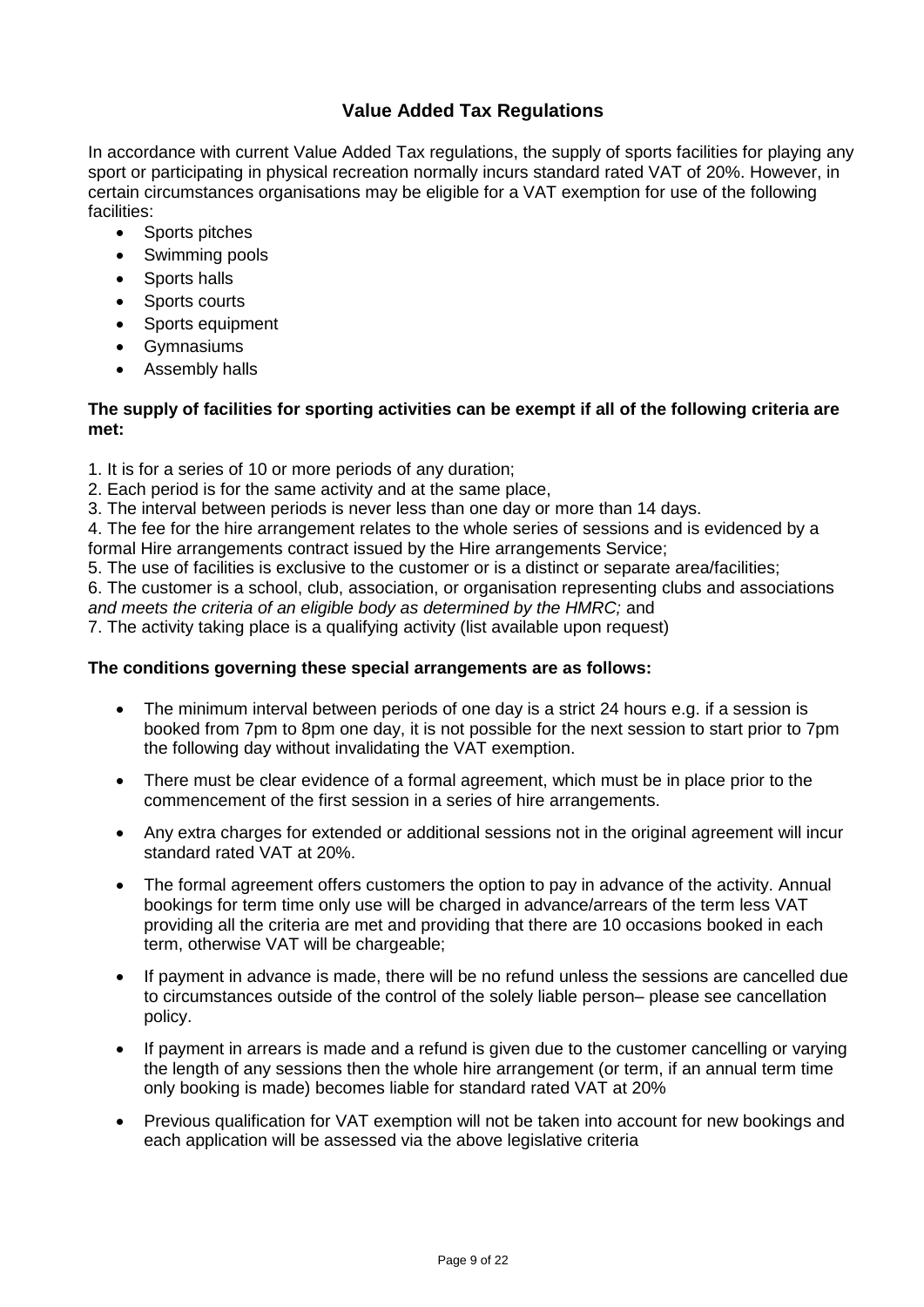## Value Added Tax Regulations

In accordance with current Value Added Tax regulations, the supply of sports facilities for playing any sport or participating in physical recreation normally incurs standard rated VAT of 20%. However, in certain circumstances organisations may be eligible for a VAT exemption for use of the following facilities:

- Sports pitches
- Swimming pools
- Sports halls
- Sports courts
- Sports equipment
- Gymnasiums
- Assembly halls

**The supply of facilities for sporting activities can be exempt if all of the following criteria are met:**

1. It is for a series of 10 or more periods of any duration;
2. Each period is for the same activity and at the same place,
3. The interval between periods is never less than one day or more than 14 days.
4. The fee for the hire arrangement relates to the whole series of sessions and is evidenced by a formal Hire arrangements contract issued by the Hire arrangements Service;
5. The use of facilities is exclusive to the customer or is a distinct or separate area/facilities;
6. The customer is a school, club, association, or organisation representing clubs and associations *and meets the criteria of an eligible body as determined by the HMRC;* and
7. The activity taking place is a qualifying activity (list available upon request)

**The conditions governing these special arrangements are as follows:**

- The minimum interval between periods of one day is a strict 24 hours e.g. if a session is booked from 7pm to 8pm one day, it is not possible for the next session to start prior to 7pm the following day without invalidating the VAT exemption.
- There must be clear evidence of a formal agreement, which must be in place prior to the commencement of the first session in a series of hire arrangements.
- Any extra charges for extended or additional sessions not in the original agreement will incur standard rated VAT at 20%.
- The formal agreement offers customers the option to pay in advance of the activity. Annual bookings for term time only use will be charged in advance/arrears of the term less VAT providing all the criteria are met and providing that there are 10 occasions booked in each term, otherwise VAT will be chargeable;
- If payment in advance is made, there will be no refund unless the sessions are cancelled due to circumstances outside of the control of the solely liable person– please see cancellation policy.
- If payment in arrears is made and a refund is given due to the customer cancelling or varying the length of any sessions then the whole hire arrangement (or term, if an annual term time only booking is made) becomes liable for standard rated VAT at 20%
- Previous qualification for VAT exemption will not be taken into account for new bookings and each application will be assessed via the above legislative criteria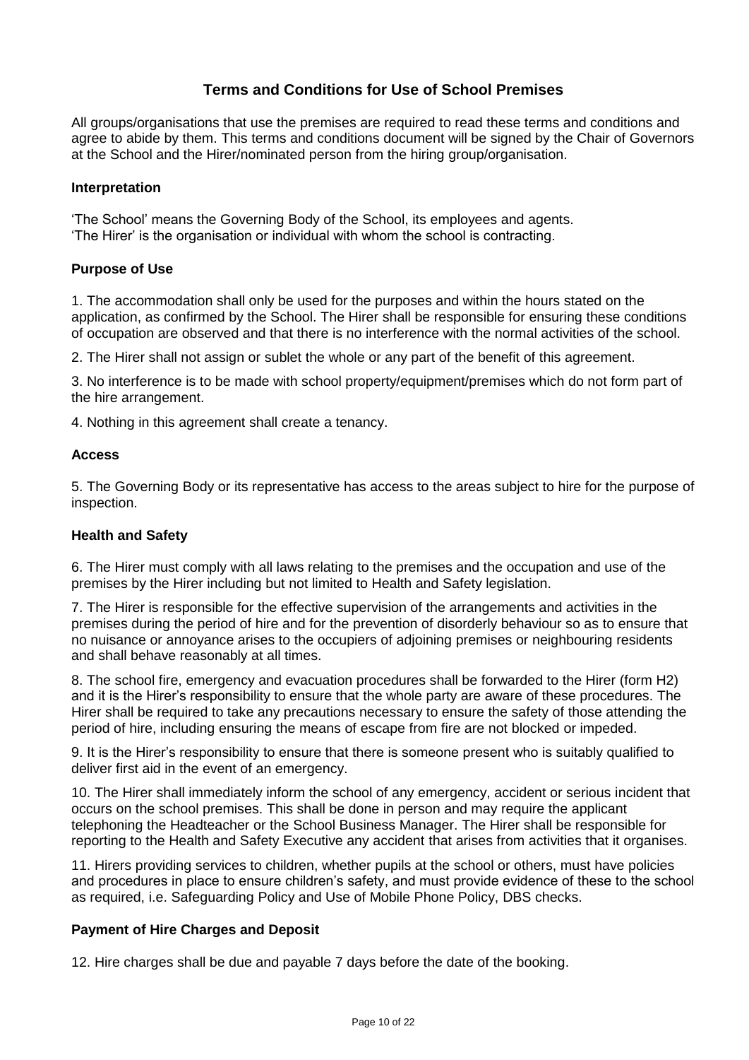## Terms and Conditions for Use of School Premises

All groups/organisations that use the premises are required to read these terms and conditions and agree to abide by them. This terms and conditions document will be signed by the Chair of Governors at the School and the Hirer/nominated person from the hiring group/organisation.

**Interpretation**

'The School' means the Governing Body of the School, its employees and agents.
'The Hirer' is the organisation or individual with whom the school is contracting.

**Purpose of Use**

1. The accommodation shall only be used for the purposes and within the hours stated on the application, as confirmed by the School. The Hirer shall be responsible for ensuring these conditions of occupation are observed and that there is no interference with the normal activities of the school.

2. The Hirer shall not assign or sublet the whole or any part of the benefit of this agreement.

3. No interference is to be made with school property/equipment/premises which do not form part of the hire arrangement.

4. Nothing in this agreement shall create a tenancy.

**Access**

5. The Governing Body or its representative has access to the areas subject to hire for the purpose of inspection.

**Health and Safety**

6. The Hirer must comply with all laws relating to the premises and the occupation and use of the premises by the Hirer including but not limited to Health and Safety legislation.

7. The Hirer is responsible for the effective supervision of the arrangements and activities in the premises during the period of hire and for the prevention of disorderly behaviour so as to ensure that no nuisance or annoyance arises to the occupiers of adjoining premises or neighbouring residents and shall behave reasonably at all times.

8. The school fire, emergency and evacuation procedures shall be forwarded to the Hirer (form H2) and it is the Hirer's responsibility to ensure that the whole party are aware of these procedures. The Hirer shall be required to take any precautions necessary to ensure the safety of those attending the period of hire, including ensuring the means of escape from fire are not blocked or impeded.

9. It is the Hirer's responsibility to ensure that there is someone present who is suitably qualified to deliver first aid in the event of an emergency.

10. The Hirer shall immediately inform the school of any emergency, accident or serious incident that occurs on the school premises. This shall be done in person and may require the applicant telephoning the Headteacher or the School Business Manager. The Hirer shall be responsible for reporting to the Health and Safety Executive any accident that arises from activities that it organises.

11. Hirers providing services to children, whether pupils at the school or others, must have policies and procedures in place to ensure children's safety, and must provide evidence of these to the school as required, i.e. Safeguarding Policy and Use of Mobile Phone Policy, DBS checks.

**Payment of Hire Charges and Deposit**

12. Hire charges shall be due and payable 7 days before the date of the booking.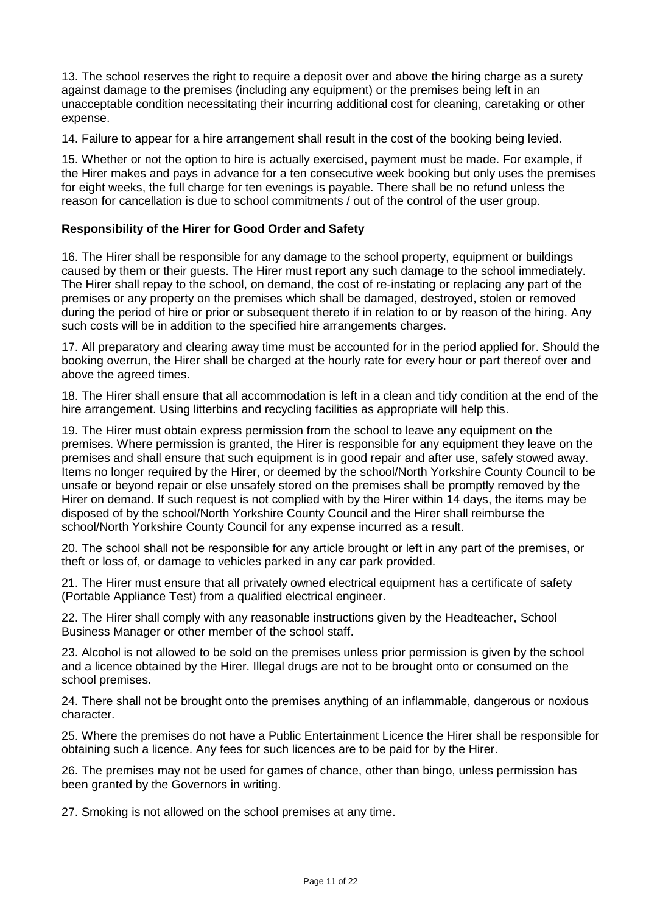13. The school reserves the right to require a deposit over and above the hiring charge as a surety against damage to the premises (including any equipment) or the premises being left in an unacceptable condition necessitating their incurring additional cost for cleaning, caretaking or other expense.

14. Failure to appear for a hire arrangement shall result in the cost of the booking being levied.

15. Whether or not the option to hire is actually exercised, payment must be made. For example, if the Hirer makes and pays in advance for a ten consecutive week booking but only uses the premises for eight weeks, the full charge for ten evenings is payable. There shall be no refund unless the reason for cancellation is due to school commitments / out of the control of the user group.

**Responsibility of the Hirer for Good Order and Safety**

16. The Hirer shall be responsible for any damage to the school property, equipment or buildings caused by them or their guests. The Hirer must report any such damage to the school immediately. The Hirer shall repay to the school, on demand, the cost of re-instating or replacing any part of the premises or any property on the premises which shall be damaged, destroyed, stolen or removed during the period of hire or prior or subsequent thereto if in relation to or by reason of the hiring. Any such costs will be in addition to the specified hire arrangements charges.

17. All preparatory and clearing away time must be accounted for in the period applied for. Should the booking overrun, the Hirer shall be charged at the hourly rate for every hour or part thereof over and above the agreed times.

18. The Hirer shall ensure that all accommodation is left in a clean and tidy condition at the end of the hire arrangement. Using litterbins and recycling facilities as appropriate will help this.

19. The Hirer must obtain express permission from the school to leave any equipment on the premises. Where permission is granted, the Hirer is responsible for any equipment they leave on the premises and shall ensure that such equipment is in good repair and after use, safely stowed away. Items no longer required by the Hirer, or deemed by the school/North Yorkshire County Council to be unsafe or beyond repair or else unsafely stored on the premises shall be promptly removed by the Hirer on demand. If such request is not complied with by the Hirer within 14 days, the items may be disposed of by the school/North Yorkshire County Council and the Hirer shall reimburse the school/North Yorkshire County Council for any expense incurred as a result.

20. The school shall not be responsible for any article brought or left in any part of the premises, or theft or loss of, or damage to vehicles parked in any car park provided.

21. The Hirer must ensure that all privately owned electrical equipment has a certificate of safety (Portable Appliance Test) from a qualified electrical engineer.

22. The Hirer shall comply with any reasonable instructions given by the Headteacher, School Business Manager or other member of the school staff.

23. Alcohol is not allowed to be sold on the premises unless prior permission is given by the school and a licence obtained by the Hirer. Illegal drugs are not to be brought onto or consumed on the school premises.

24. There shall not be brought onto the premises anything of an inflammable, dangerous or noxious character.

25. Where the premises do not have a Public Entertainment Licence the Hirer shall be responsible for obtaining such a licence. Any fees for such licences are to be paid for by the Hirer.

26. The premises may not be used for games of chance, other than bingo, unless permission has been granted by the Governors in writing.

27. Smoking is not allowed on the school premises at any time.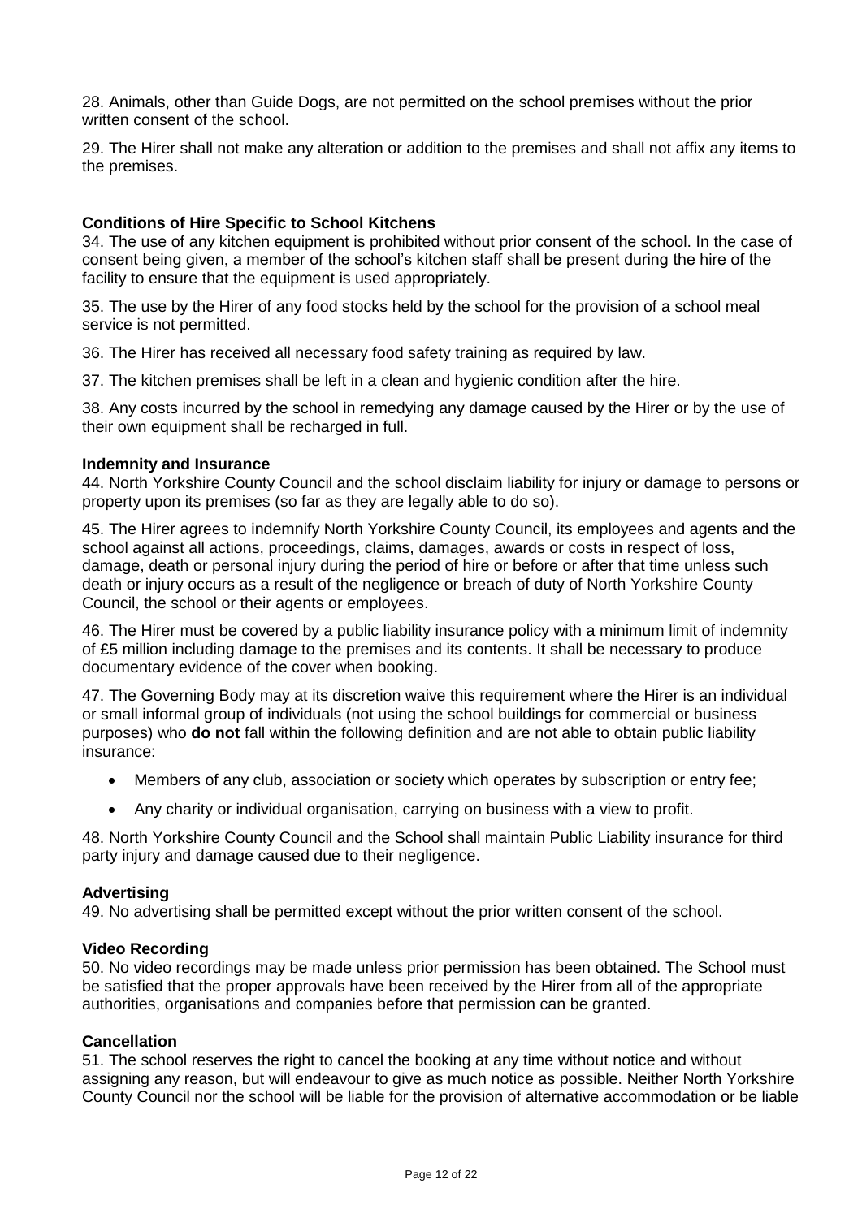28. Animals, other than Guide Dogs, are not permitted on the school premises without the prior written consent of the school.

29. The Hirer shall not make any alteration or addition to the premises and shall not affix any items to the premises.

**Conditions of Hire Specific to School Kitchens**

34. The use of any kitchen equipment is prohibited without prior consent of the school. In the case of consent being given, a member of the school's kitchen staff shall be present during the hire of the facility to ensure that the equipment is used appropriately.

35. The use by the Hirer of any food stocks held by the school for the provision of a school meal service is not permitted.

36. The Hirer has received all necessary food safety training as required by law.

37. The kitchen premises shall be left in a clean and hygienic condition after the hire.

38. Any costs incurred by the school in remedying any damage caused by the Hirer or by the use of their own equipment shall be recharged in full.

**Indemnity and Insurance**

44. North Yorkshire County Council and the school disclaim liability for injury or damage to persons or property upon its premises (so far as they are legally able to do so).

45. The Hirer agrees to indemnify North Yorkshire County Council, its employees and agents and the school against all actions, proceedings, claims, damages, awards or costs in respect of loss, damage, death or personal injury during the period of hire or before or after that time unless such death or injury occurs as a result of the negligence or breach of duty of North Yorkshire County Council, the school or their agents or employees.

46. The Hirer must be covered by a public liability insurance policy with a minimum limit of indemnity of £5 million including damage to the premises and its contents. It shall be necessary to produce documentary evidence of the cover when booking.

47. The Governing Body may at its discretion waive this requirement where the Hirer is an individual or small informal group of individuals (not using the school buildings for commercial or business purposes) who **do not** fall within the following definition and are not able to obtain public liability insurance:

- Members of any club, association or society which operates by subscription or entry fee;
- Any charity or individual organisation, carrying on business with a view to profit.

48. North Yorkshire County Council and the School shall maintain Public Liability insurance for third party injury and damage caused due to their negligence.

**Advertising**

49. No advertising shall be permitted except without the prior written consent of the school.

**Video Recording**

50. No video recordings may be made unless prior permission has been obtained. The School must be satisfied that the proper approvals have been received by the Hirer from all of the appropriate authorities, organisations and companies before that permission can be granted.

**Cancellation**

51. The school reserves the right to cancel the booking at any time without notice and without assigning any reason, but will endeavour to give as much notice as possible. Neither North Yorkshire County Council nor the school will be liable for the provision of alternative accommodation or be liable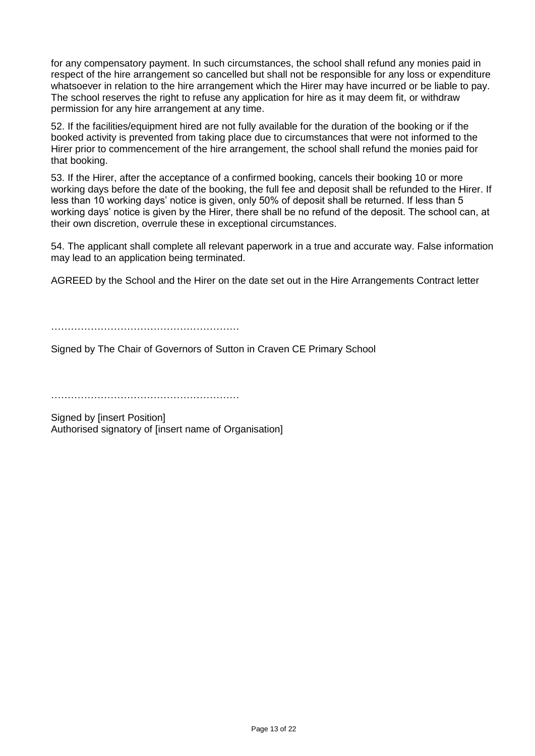for any compensatory payment. In such circumstances, the school shall refund any monies paid in respect of the hire arrangement so cancelled but shall not be responsible for any loss or expenditure whatsoever in relation to the hire arrangement which the Hirer may have incurred or be liable to pay. The school reserves the right to refuse any application for hire as it may deem fit, or withdraw permission for any hire arrangement at any time.

52. If the facilities/equipment hired are not fully available for the duration of the booking or if the booked activity is prevented from taking place due to circumstances that were not informed to the Hirer prior to commencement of the hire arrangement, the school shall refund the monies paid for that booking.

53. If the Hirer, after the acceptance of a confirmed booking, cancels their booking 10 or more working days before the date of the booking, the full fee and deposit shall be refunded to the Hirer. If less than 10 working days' notice is given, only 50% of deposit shall be returned. If less than 5 working days' notice is given by the Hirer, there shall be no refund of the deposit. The school can, at their own discretion, overrule these in exceptional circumstances.

54. The applicant shall complete all relevant paperwork in a true and accurate way. False information may lead to an application being terminated.

AGREED by the School and the Hirer on the date set out in the Hire Arrangements Contract letter

…………………………………………………

Signed by The Chair of Governors of Sutton in Craven CE Primary School

…………………………………………………

Signed by [insert Position]
Authorised signatory of [insert name of Organisation]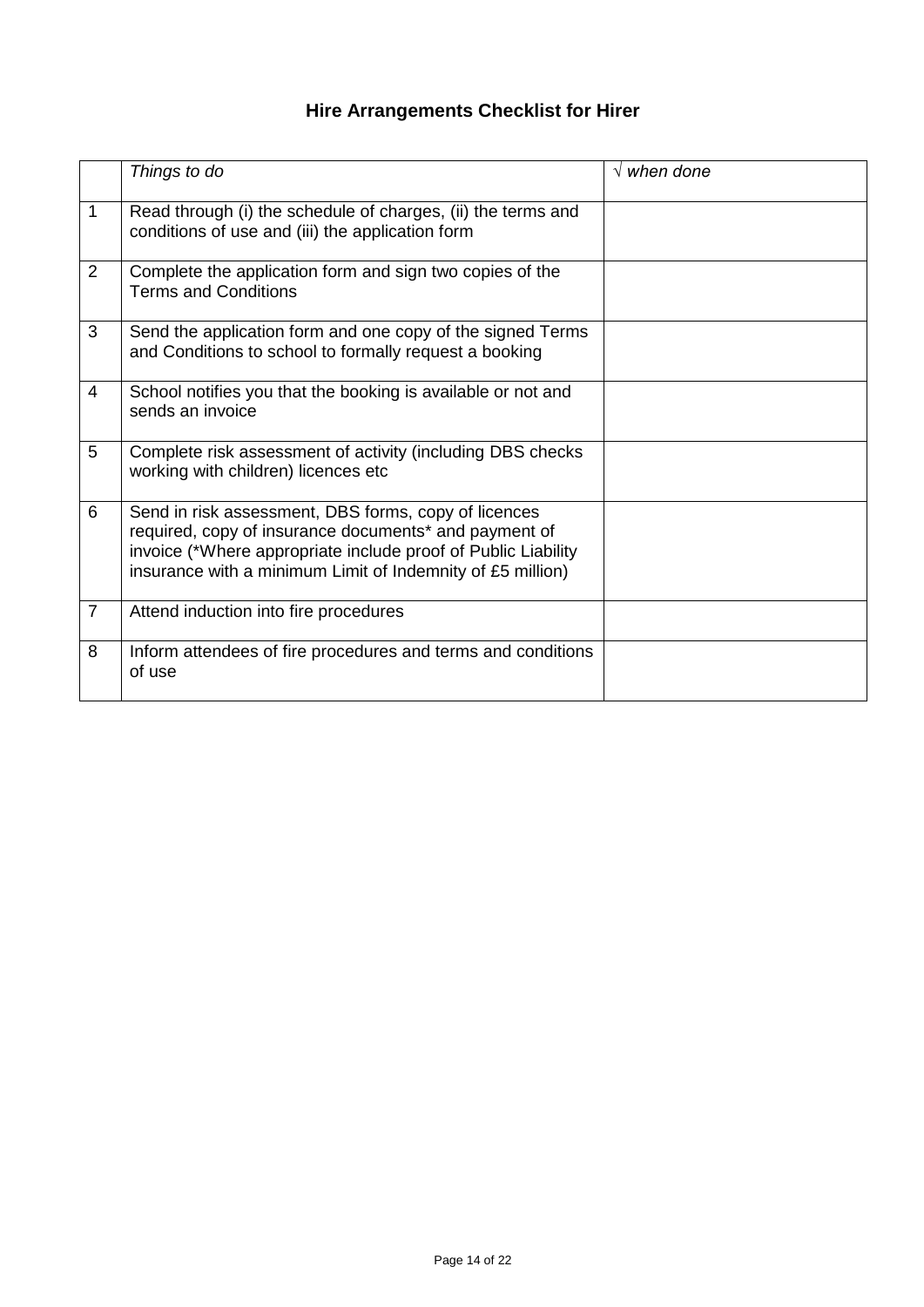# Hire Arrangements Checklist for Hirer

| | *Things to do* | √ *when done* |
|---|---|---|
| 1 | Read through (i) the schedule of charges, (ii) the terms and conditions of use and (iii) the application form | |
| 2 | Complete the application form and sign two copies of the Terms and Conditions | |
| 3 | Send the application form and one copy of the signed Terms and Conditions to school to formally request a booking | |
| 4 | School notifies you that the booking is available or not and sends an invoice | |
| 5 | Complete risk assessment of activity (including DBS checks working with children) licences etc | |
| 6 | Send in risk assessment, DBS forms, copy of licences required, copy of insurance documents* and payment of invoice (*Where appropriate include proof of Public Liability insurance with a minimum Limit of Indemnity of £5 million) | |
| 7 | Attend induction into fire procedures | |
| 8 | Inform attendees of fire procedures and terms and conditions of use | |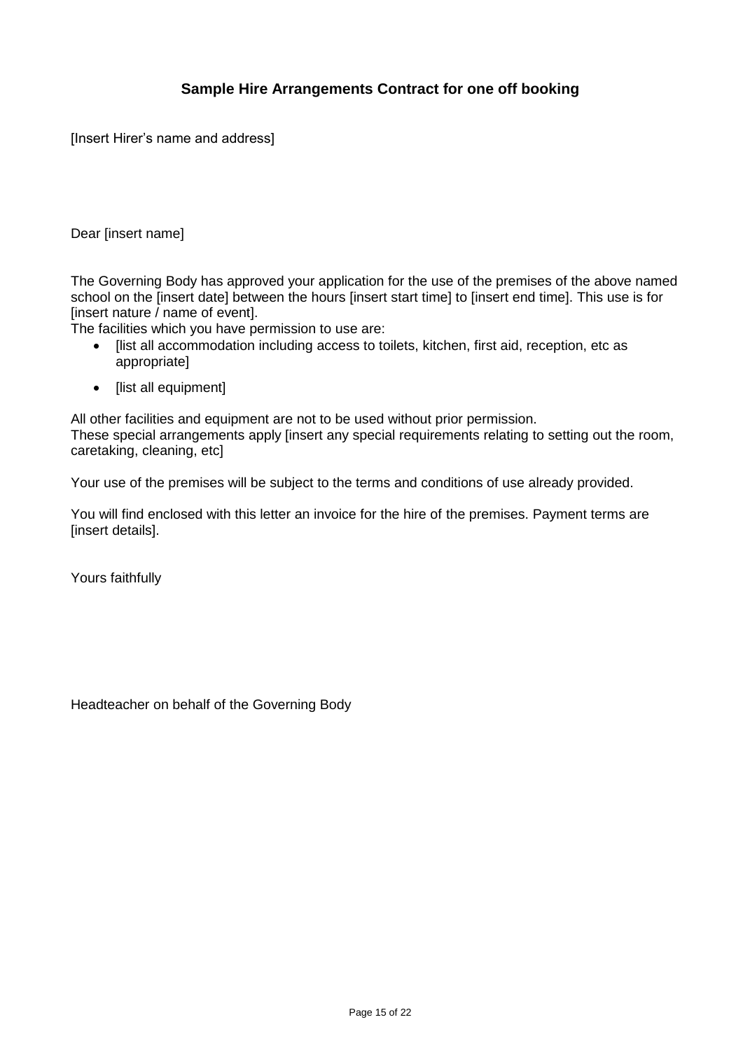## Sample Hire Arrangements Contract for one off booking

[Insert Hirer’s name and address]

Dear [insert name]

The Governing Body has approved your application for the use of the premises of the above named school on the [insert date] between the hours [insert start time] to [insert end time]. This use is for [insert nature / name of event].
The facilities which you have permission to use are:

- [list all accommodation including access to toilets, kitchen, first aid, reception, etc as appropriate]
- [list all equipment]

All other facilities and equipment are not to be used without prior permission.
These special arrangements apply [insert any special requirements relating to setting out the room, caretaking, cleaning, etc]

Your use of the premises will be subject to the terms and conditions of use already provided.

You will find enclosed with this letter an invoice for the hire of the premises. Payment terms are [insert details].

Yours faithfully

Headteacher on behalf of the Governing Body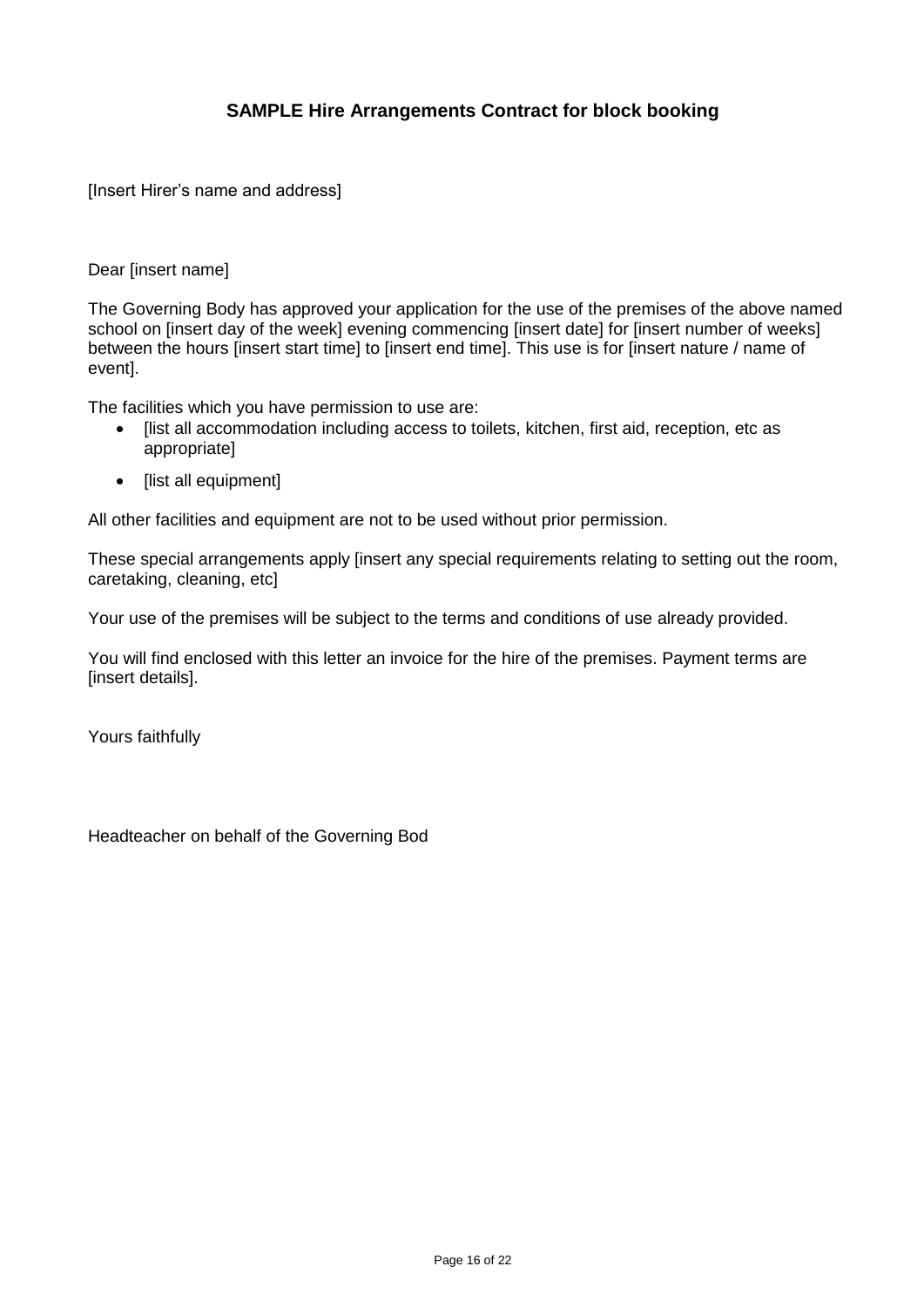## SAMPLE Hire Arrangements Contract for block booking

[Insert Hirer's name and address]

Dear [insert name]

The Governing Body has approved your application for the use of the premises of the above named school on [insert day of the week] evening commencing [insert date] for [insert number of weeks] between the hours [insert start time] to [insert end time]. This use is for [insert nature / name of event].

The facilities which you have permission to use are:

- [list all accommodation including access to toilets, kitchen, first aid, reception, etc as appropriate]
- [list all equipment]

All other facilities and equipment are not to be used without prior permission.

These special arrangements apply [insert any special requirements relating to setting out the room, caretaking, cleaning, etc]

Your use of the premises will be subject to the terms and conditions of use already provided.

You will find enclosed with this letter an invoice for the hire of the premises. Payment terms are [insert details].

Yours faithfully

Headteacher on behalf of the Governing Bod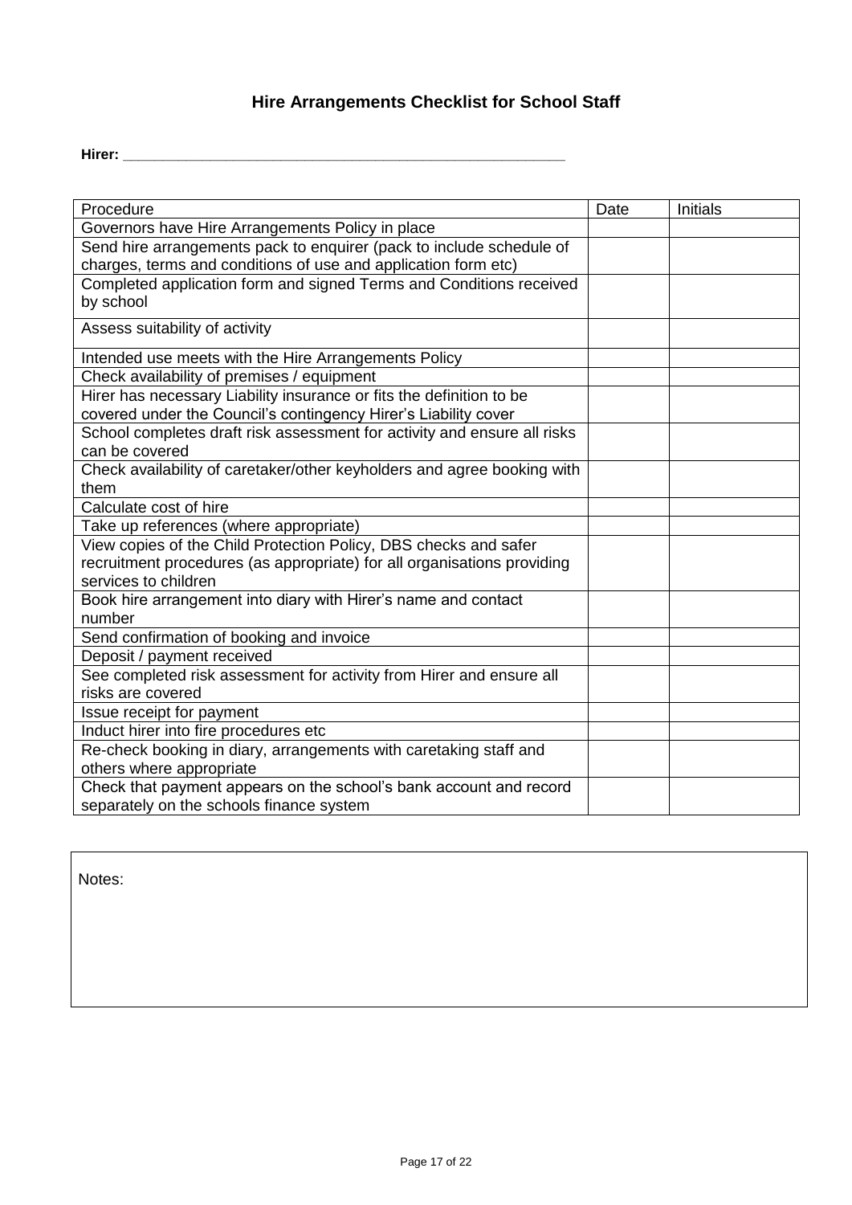# Hire Arrangements Checklist for School Staff

**Hirer: \_\_\_\_\_\_\_\_\_\_\_\_\_\_\_\_\_\_\_\_\_\_\_\_\_\_\_\_\_\_\_\_\_\_\_\_\_\_\_\_\_\_\_\_\_\_\_\_\_\_\_\_\_\_\_\_**

| Procedure | Date | Initials |
|---|---|---|
| Governors have Hire Arrangements Policy in place | | |
| Send hire arrangements pack to enquirer (pack to include schedule of charges, terms and conditions of use and application form etc) | | |
| Completed application form and signed Terms and Conditions received by school | | |
| Assess suitability of activity | | |
| Intended use meets with the Hire Arrangements Policy | | |
| Check availability of premises / equipment | | |
| Hirer has necessary Liability insurance or fits the definition to be covered under the Council's contingency Hirer's Liability cover | | |
| School completes draft risk assessment for activity and ensure all risks can be covered | | |
| Check availability of caretaker/other keyholders and agree booking with them | | |
| Calculate cost of hire | | |
| Take up references (where appropriate) | | |
| View copies of the Child Protection Policy, DBS checks and safer recruitment procedures (as appropriate) for all organisations providing services to children | | |
| Book hire arrangement into diary with Hirer's name and contact number | | |
| Send confirmation of booking and invoice | | |
| Deposit / payment received | | |
| See completed risk assessment for activity from Hirer and ensure all risks are covered | | |
| Issue receipt for payment | | |
| Induct hirer into fire procedures etc | | |
| Re-check booking in diary, arrangements with caretaking staff and others where appropriate | | |
| Check that payment appears on the school's bank account and record separately on the schools finance system | | |

Notes: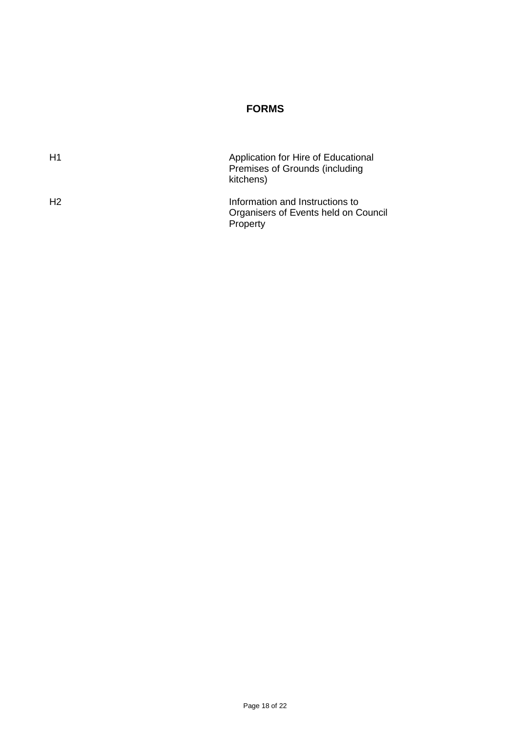# FORMS

| | |
|---|---|
| H1 | Application for Hire of Educational Premises of Grounds (including kitchens) |
| H2 | Information and Instructions to Organisers of Events held on Council Property |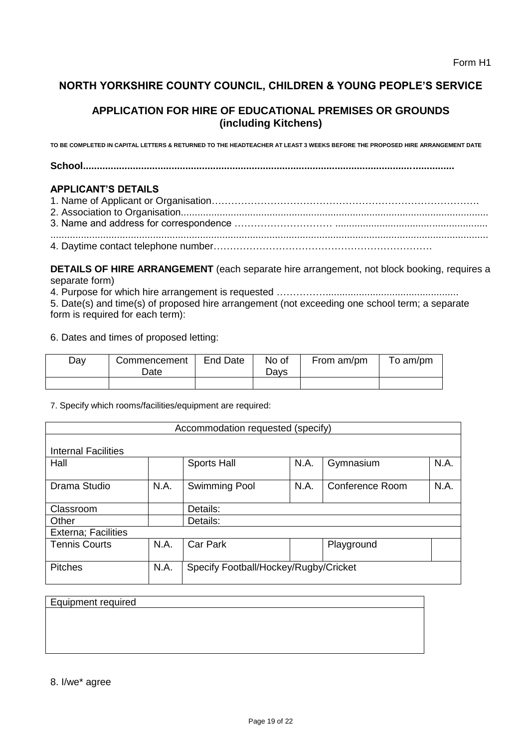Form H1

## NORTH YORKSHIRE COUNTY COUNCIL, CHILDREN & YOUNG PEOPLE'S SERVICE

### APPLICATION FOR HIRE OF EDUCATIONAL PREMISES OR GROUNDS (including Kitchens)

**TO BE COMPLETED IN CAPITAL LETTERS & RETURNED TO THE HEADTEACHER AT LEAST 3 WEEKS BEFORE THE PROPOSED HIRE ARRANGEMENT DATE**

**School.....................................................................................................................................**

**APPLICANT'S DETAILS**

1. Name of Applicant or Organisation……………………………………………………………………….
2. Association to Organisation...............................................................................................................
3. Name and address for correspondence ……………………… .......................................................

.............................................................................................................................................................

4. Daytime contact telephone number……………………………………………………….

**DETAILS OF HIRE ARRANGEMENT** (each separate hire arrangement, not block booking, requires a separate form)

4. Purpose for which hire arrangement is requested ……………................................................
5. Date(s) and time(s) of proposed hire arrangement (not exceeding one school term; a separate form is required for each term):

6. Dates and times of proposed letting:

| Day | Commencement Date | End Date | No of Days | From am/pm | To am/pm |
|---|---|---|---|---|---|
| | | | | | |

7. Specify which rooms/facilities/equipment are required:

| Accommodation requested (specify) | | | | | |
|---|---|---|---|---|---|
| Internal Facilities | | | | | |
| Hall | | Sports Hall | N.A. | Gymnasium | N.A. |
| Drama Studio | N.A. | Swimming Pool | N.A. | Conference Room | N.A. |
| Classroom | | Details: | | | |
| Other | | Details: | | | |
| Externa; Facilities | | | | | |
| Tennis Courts | N.A. | Car Park | | Playground | |
| Pitches | N.A. | Specify Football/Hockey/Rugby/Cricket | | | |

| Equipment required |
|---|
| |

8. I/we* agree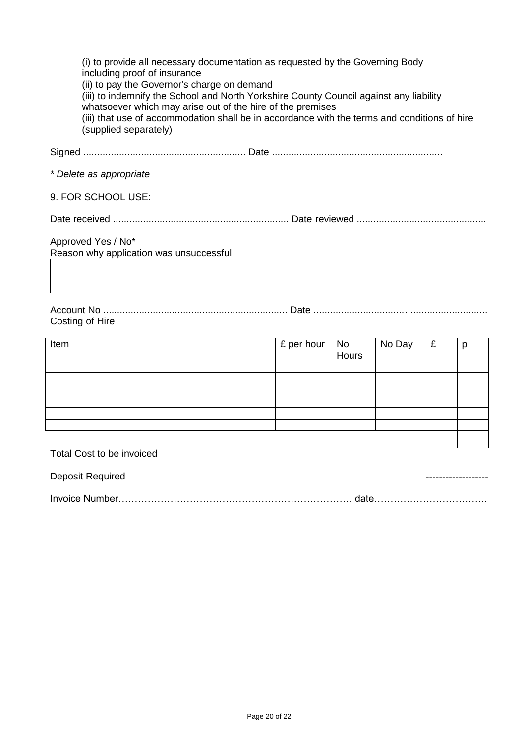(i) to provide all necessary documentation as requested by the Governing Body including proof of insurance
(ii) to pay the Governor's charge on demand
(iii) to indemnify the School and North Yorkshire County Council against any liability whatsoever which may arise out of the hire of the premises
(iii) that use of accommodation shall be in accordance with the terms and conditions of hire (supplied separately)

Signed ........................................................... Date .............................................................

*\* Delete as appropriate*

9. FOR SCHOOL USE:

Date received ................................................................ Date reviewed ..............................................

Approved Yes / No*
Reason why application was unsuccessful

| |
|---|
| |

Account No ................................................................... Date .............................................................
Costing of Hire

| Item | £ per hour | No Hours | No Day | £ | p |
|---|---|---|---|---|---|
| | | | | | |
| | | | | | |
| | | | | | |
| | | | | | |
| | | | | | |
| | | | | | |
| | | | | | |

Total Cost to be invoiced

Deposit Required ------------------

Invoice Number……………………………………………………………… date……………………………..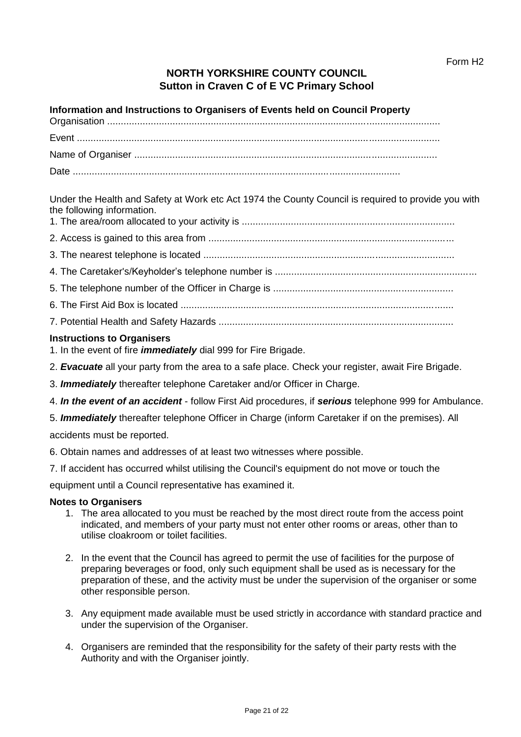Form H2

**NORTH YORKSHIRE COUNTY COUNCIL**
**Sutton in Craven C of E VC Primary School**

**Information and Instructions to Organisers of Events held on Council Property**

Organisation ..........................................................................................................................

Event ....................................................................................................................................

Name of Organiser ...............................................................................................................

Date ........................................................................................................................

Under the Health and Safety at Work etc Act 1974 the County Council is required to provide you with the following information.

1. The area/room allocated to your activity is .............................................................................
2. Access is gained to this area from ..........................................................................................
3. The nearest telephone is located ............................................................................................
4. The Caretaker's/Keyholder's telephone number is .........................................................................
5. The telephone number of the Officer in Charge is ..................................................................
6. The First Aid Box is located ..................................................................................................
7. Potential Health and Safety Hazards .......................................................................................

**Instructions to Organisers**

1. In the event of fire ***immediately*** dial 999 for Fire Brigade.
2. ***Evacuate*** all your party from the area to a safe place. Check your register, await Fire Brigade.
3. ***Immediately*** thereafter telephone Caretaker and/or Officer in Charge.
4. ***In the event of an accident*** - follow First Aid procedures, if ***serious*** telephone 999 for Ambulance.
5. ***Immediately*** thereafter telephone Officer in Charge (inform Caretaker if on the premises). All accidents must be reported.
6. Obtain names and addresses of at least two witnesses where possible.
7. If accident has occurred whilst utilising the Council's equipment do not move or touch the equipment until a Council representative has examined it.

**Notes to Organisers**

1. The area allocated to you must be reached by the most direct route from the access point indicated, and members of your party must not enter other rooms or areas, other than to utilise cloakroom or toilet facilities.
2. In the event that the Council has agreed to permit the use of facilities for the purpose of preparing beverages or food, only such equipment shall be used as is necessary for the preparation of these, and the activity must be under the supervision of the organiser or some other responsible person.
3. Any equipment made available must be used strictly in accordance with standard practice and under the supervision of the Organiser.
4. Organisers are reminded that the responsibility for the safety of their party rests with the Authority and with the Organiser jointly.